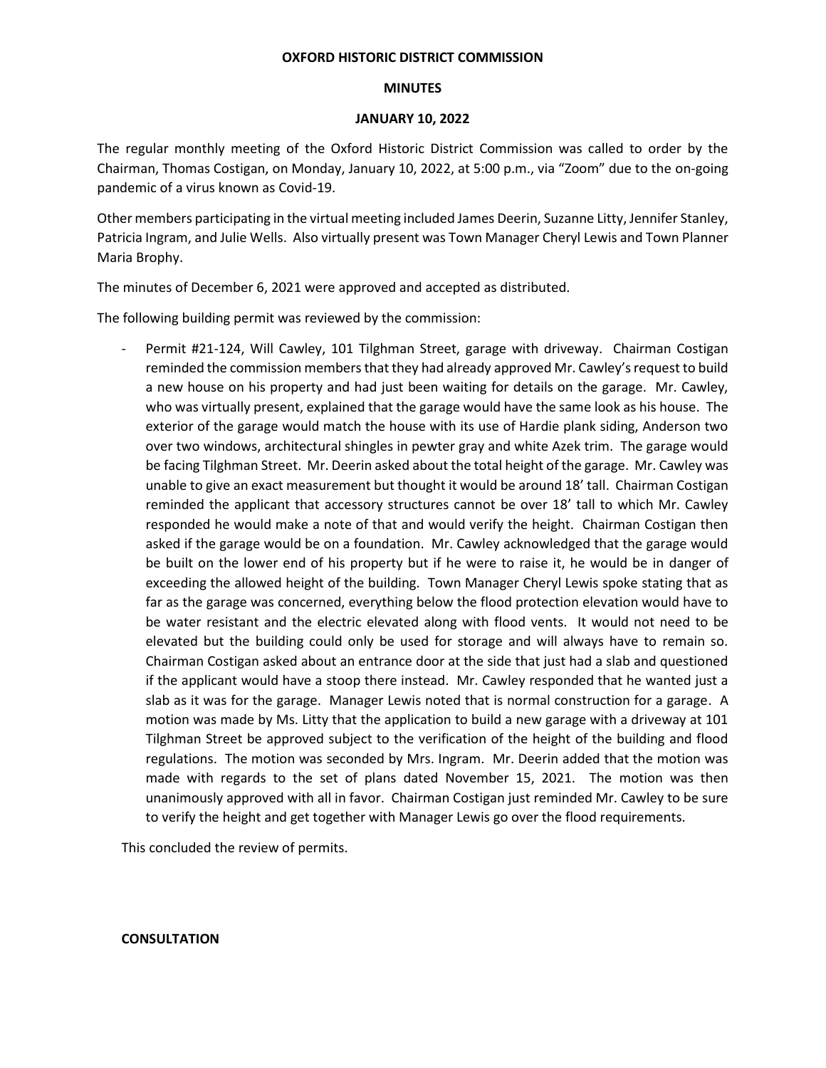**OXFORD HISTORIC DISTRICT COMMISSION**

**MINUTES**

**JANUARY 10, 2022**

The regular monthly meeting of the Oxford Historic District Commission was called to order by the Chairman, Thomas Costigan, on Monday, January 10, 2022, at 5:00 p.m., via "Zoom" due to the on-going pandemic of a virus known as Covid-19.

Other members participating in the virtual meeting included James Deerin, Suzanne Litty, Jennifer Stanley, Patricia Ingram, and Julie Wells. Also virtually present was Town Manager Cheryl Lewis and Town Planner Maria Brophy.

The minutes of December 6, 2021 were approved and accepted as distributed.

The following building permit was reviewed by the commission:

- Permit #21-124, Will Cawley, 101 Tilghman Street, garage with driveway. Chairman Costigan reminded the commission members that they had already approved Mr. Cawley's request to build a new house on his property and had just been waiting for details on the garage. Mr. Cawley, who was virtually present, explained that the garage would have the same look as his house. The exterior of the garage would match the house with its use of Hardie plank siding, Anderson two over two windows, architectural shingles in pewter gray and white Azek trim. The garage would be facing Tilghman Street. Mr. Deerin asked about the total height of the garage. Mr. Cawley was unable to give an exact measurement but thought it would be around 18' tall. Chairman Costigan reminded the applicant that accessory structures cannot be over 18' tall to which Mr. Cawley responded he would make a note of that and would verify the height. Chairman Costigan then asked if the garage would be on a foundation. Mr. Cawley acknowledged that the garage would be built on the lower end of his property but if he were to raise it, he would be in danger of exceeding the allowed height of the building. Town Manager Cheryl Lewis spoke stating that as far as the garage was concerned, everything below the flood protection elevation would have to be water resistant and the electric elevated along with flood vents. It would not need to be elevated but the building could only be used for storage and will always have to remain so. Chairman Costigan asked about an entrance door at the side that just had a slab and questioned if the applicant would have a stoop there instead. Mr. Cawley responded that he wanted just a slab as it was for the garage. Manager Lewis noted that is normal construction for a garage. A motion was made by Ms. Litty that the application to build a new garage with a driveway at 101 Tilghman Street be approved subject to the verification of the height of the building and flood regulations. The motion was seconded by Mrs. Ingram. Mr. Deerin added that the motion was made with regards to the set of plans dated November 15, 2021. The motion was then unanimously approved with all in favor. Chairman Costigan just reminded Mr. Cawley to be sure to verify the height and get together with Manager Lewis go over the flood requirements.

This concluded the review of permits.

**CONSULTATION**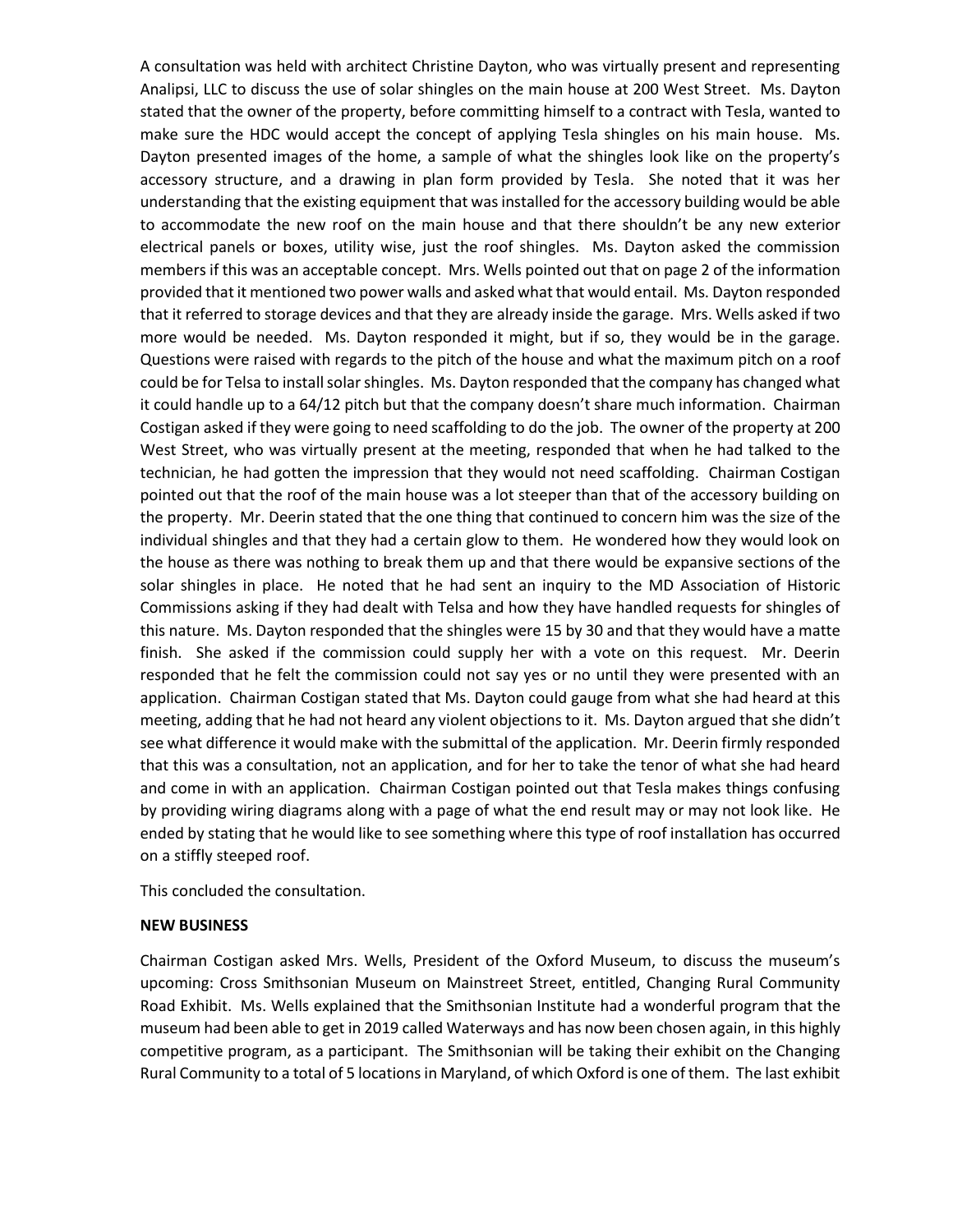A consultation was held with architect Christine Dayton, who was virtually present and representing Analipsi, LLC to discuss the use of solar shingles on the main house at 200 West Street. Ms. Dayton stated that the owner of the property, before committing himself to a contract with Tesla, wanted to make sure the HDC would accept the concept of applying Tesla shingles on his main house. Ms. Dayton presented images of the home, a sample of what the shingles look like on the property's accessory structure, and a drawing in plan form provided by Tesla. She noted that it was her understanding that the existing equipment that was installed for the accessory building would be able to accommodate the new roof on the main house and that there shouldn't be any new exterior electrical panels or boxes, utility wise, just the roof shingles. Ms. Dayton asked the commission members if this was an acceptable concept. Mrs. Wells pointed out that on page 2 of the information provided that it mentioned two power walls and asked what that would entail. Ms. Dayton responded that it referred to storage devices and that they are already inside the garage. Mrs. Wells asked if two more would be needed. Ms. Dayton responded it might, but if so, they would be in the garage. Questions were raised with regards to the pitch of the house and what the maximum pitch on a roof could be for Telsa to install solar shingles. Ms. Dayton responded that the company has changed what it could handle up to a 64/12 pitch but that the company doesn't share much information. Chairman Costigan asked if they were going to need scaffolding to do the job. The owner of the property at 200 West Street, who was virtually present at the meeting, responded that when he had talked to the technician, he had gotten the impression that they would not need scaffolding. Chairman Costigan pointed out that the roof of the main house was a lot steeper than that of the accessory building on the property. Mr. Deerin stated that the one thing that continued to concern him was the size of the individual shingles and that they had a certain glow to them. He wondered how they would look on the house as there was nothing to break them up and that there would be expansive sections of the solar shingles in place. He noted that he had sent an inquiry to the MD Association of Historic Commissions asking if they had dealt with Telsa and how they have handled requests for shingles of this nature. Ms. Dayton responded that the shingles were 15 by 30 and that they would have a matte finish. She asked if the commission could supply her with a vote on this request. Mr. Deerin responded that he felt the commission could not say yes or no until they were presented with an application. Chairman Costigan stated that Ms. Dayton could gauge from what she had heard at this meeting, adding that he had not heard any violent objections to it. Ms. Dayton argued that she didn't see what difference it would make with the submittal of the application. Mr. Deerin firmly responded that this was a consultation, not an application, and for her to take the tenor of what she had heard and come in with an application. Chairman Costigan pointed out that Tesla makes things confusing by providing wiring diagrams along with a page of what the end result may or may not look like. He ended by stating that he would like to see something where this type of roof installation has occurred on a stiffly steeped roof.

This concluded the consultation.

**NEW BUSINESS**

Chairman Costigan asked Mrs. Wells, President of the Oxford Museum, to discuss the museum's upcoming: Cross Smithsonian Museum on Mainstreet Street, entitled, Changing Rural Community Road Exhibit. Ms. Wells explained that the Smithsonian Institute had a wonderful program that the museum had been able to get in 2019 called Waterways and has now been chosen again, in this highly competitive program, as a participant. The Smithsonian will be taking their exhibit on the Changing Rural Community to a total of 5 locations in Maryland, of which Oxford is one of them. The last exhibit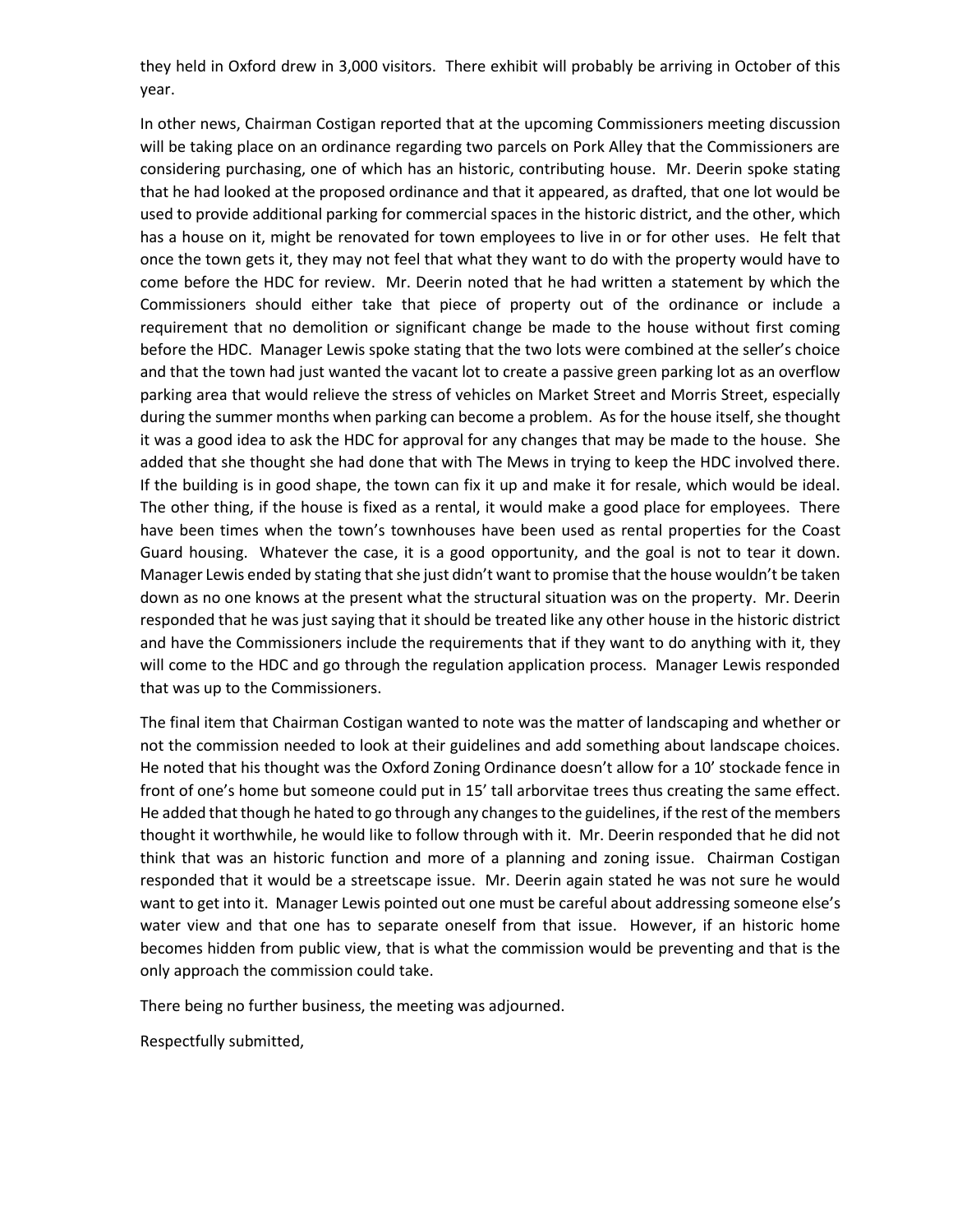they held in Oxford drew in 3,000 visitors. There exhibit will probably be arriving in October of this year.

In other news, Chairman Costigan reported that at the upcoming Commissioners meeting discussion will be taking place on an ordinance regarding two parcels on Pork Alley that the Commissioners are considering purchasing, one of which has an historic, contributing house. Mr. Deerin spoke stating that he had looked at the proposed ordinance and that it appeared, as drafted, that one lot would be used to provide additional parking for commercial spaces in the historic district, and the other, which has a house on it, might be renovated for town employees to live in or for other uses. He felt that once the town gets it, they may not feel that what they want to do with the property would have to come before the HDC for review. Mr. Deerin noted that he had written a statement by which the Commissioners should either take that piece of property out of the ordinance or include a requirement that no demolition or significant change be made to the house without first coming before the HDC. Manager Lewis spoke stating that the two lots were combined at the seller's choice and that the town had just wanted the vacant lot to create a passive green parking lot as an overflow parking area that would relieve the stress of vehicles on Market Street and Morris Street, especially during the summer months when parking can become a problem. As for the house itself, she thought it was a good idea to ask the HDC for approval for any changes that may be made to the house. She added that she thought she had done that with The Mews in trying to keep the HDC involved there. If the building is in good shape, the town can fix it up and make it for resale, which would be ideal. The other thing, if the house is fixed as a rental, it would make a good place for employees. There have been times when the town's townhouses have been used as rental properties for the Coast Guard housing. Whatever the case, it is a good opportunity, and the goal is not to tear it down. Manager Lewis ended by stating that she just didn't want to promise that the house wouldn't be taken down as no one knows at the present what the structural situation was on the property. Mr. Deerin responded that he was just saying that it should be treated like any other house in the historic district and have the Commissioners include the requirements that if they want to do anything with it, they will come to the HDC and go through the regulation application process. Manager Lewis responded that was up to the Commissioners.

The final item that Chairman Costigan wanted to note was the matter of landscaping and whether or not the commission needed to look at their guidelines and add something about landscape choices. He noted that his thought was the Oxford Zoning Ordinance doesn't allow for a 10' stockade fence in front of one's home but someone could put in 15' tall arborvitae trees thus creating the same effect. He added that though he hated to go through any changes to the guidelines, if the rest of the members thought it worthwhile, he would like to follow through with it. Mr. Deerin responded that he did not think that was an historic function and more of a planning and zoning issue. Chairman Costigan responded that it would be a streetscape issue. Mr. Deerin again stated he was not sure he would want to get into it. Manager Lewis pointed out one must be careful about addressing someone else's water view and that one has to separate oneself from that issue. However, if an historic home becomes hidden from public view, that is what the commission would be preventing and that is the only approach the commission could take.

There being no further business, the meeting was adjourned.

Respectfully submitted,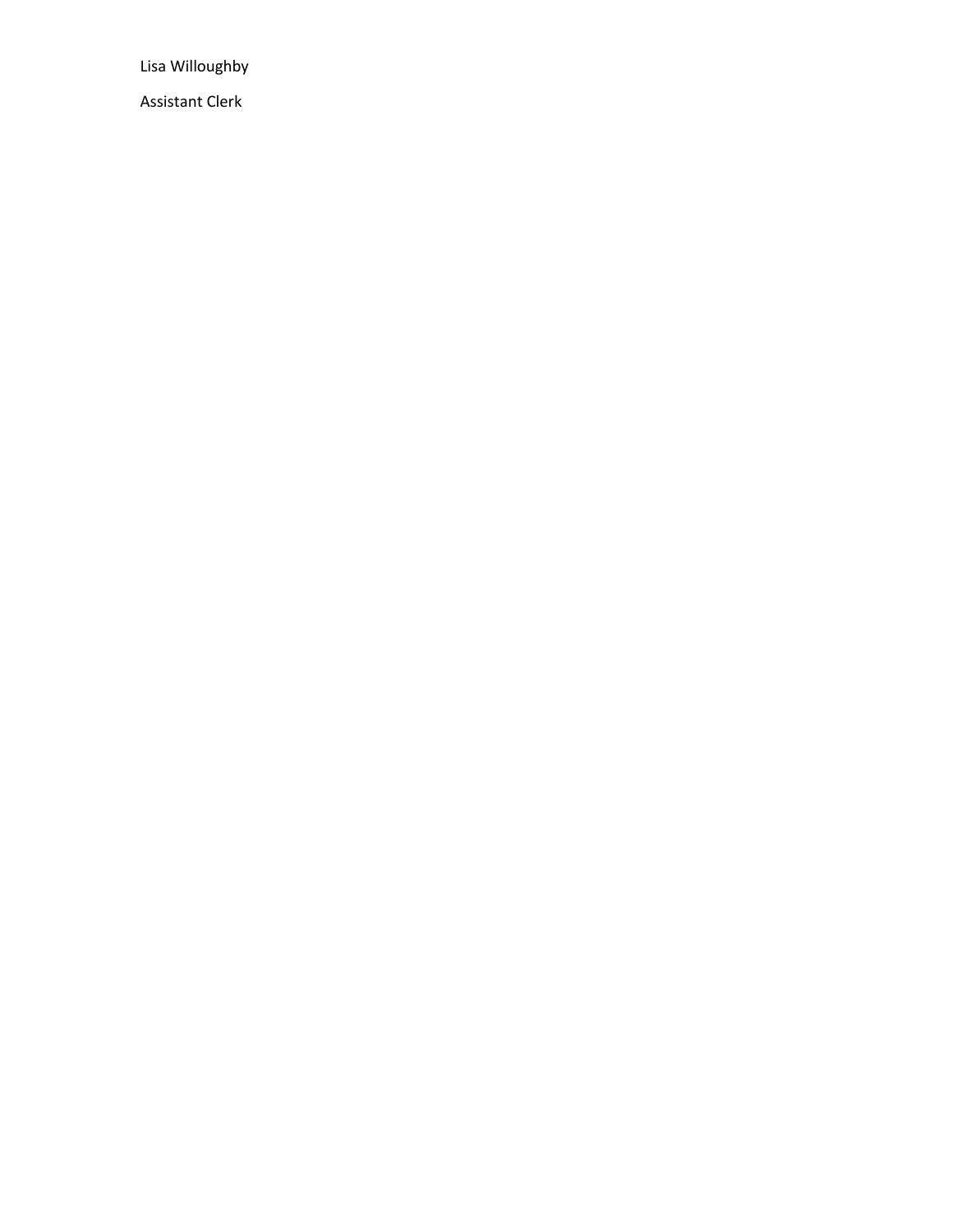Lisa Willoughby

Assistant Clerk